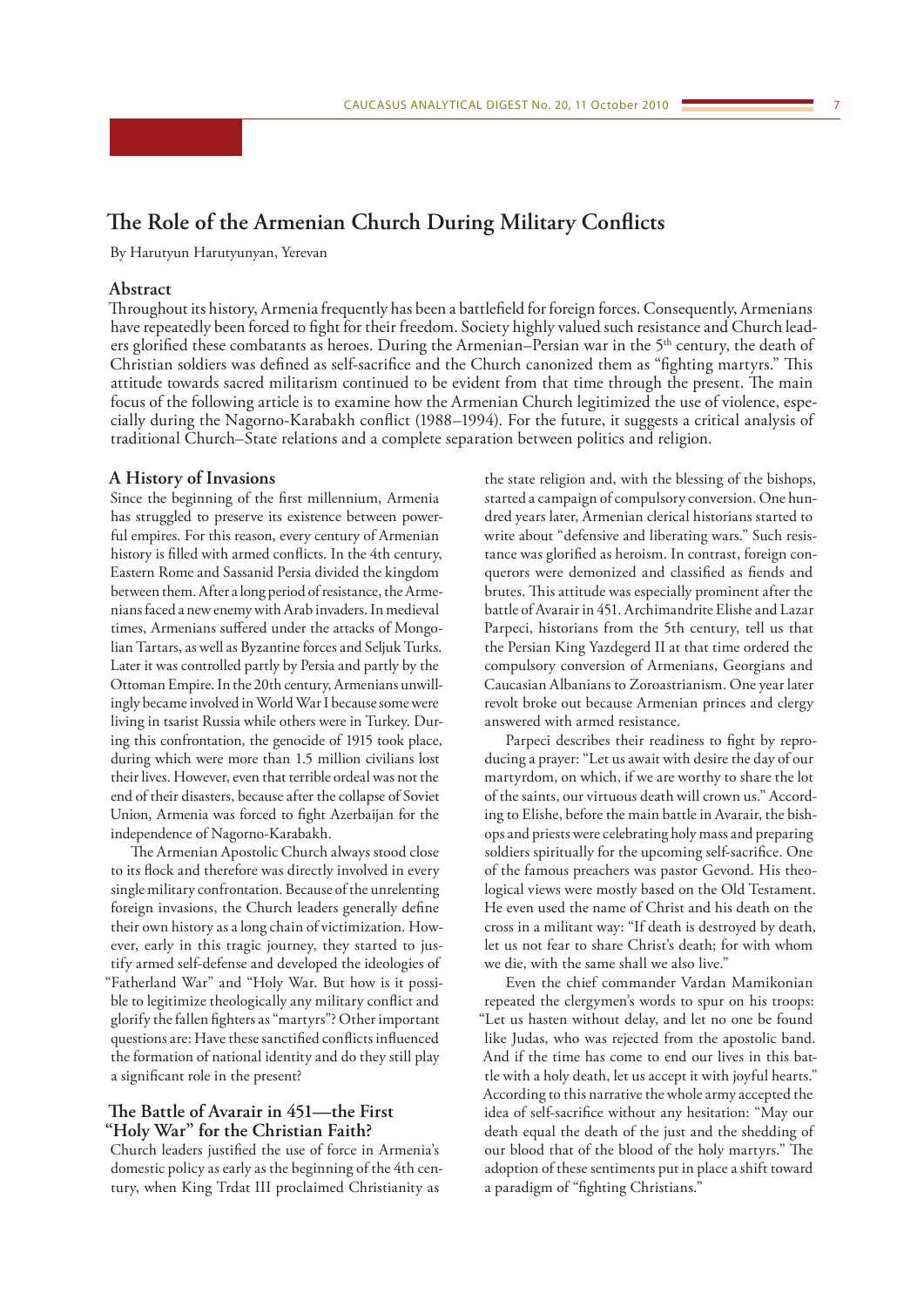# The Role of the Armenian Church During Military Conflicts

By Harutyun Harutyunyan, Yerevan

## Abstract

Throughout its history, Armenia frequently has been a battlefield for foreign forces. Consequently, Armenians have repeatedly been forced to fight for their freedom. Society highly valued such resistance and Church leaders glorified these combatants as heroes. During the Armenian–Persian war in the 5th century, the death of Christian soldiers was defined as self-sacrifice and the Church canonized them as "fighting martyrs." This attitude towards sacred militarism continued to be evident from that time through the present. The main focus of the following article is to examine how the Armenian Church legitimized the use of violence, especially during the Nagorno-Karabakh conflict (1988–1994). For the future, it suggests a critical analysis of traditional Church–State relations and a complete separation between politics and religion.

## A History of Invasions

Since the beginning of the first millennium, Armenia has struggled to preserve its existence between powerful empires. For this reason, every century of Armenian history is filled with armed conflicts. In the 4th century, Eastern Rome and Sassanid Persia divided the kingdom between them. After a long period of resistance, the Armenians faced a new enemy with Arab invaders. In medieval times, Armenians suffered under the attacks of Mongolian Tartars, as well as Byzantine forces and Seljuk Turks. Later it was controlled partly by Persia and partly by the Ottoman Empire. In the 20th century, Armenians unwillingly became involved in World War I because some were living in tsarist Russia while others were in Turkey. During this confrontation, the genocide of 1915 took place, during which were more than 1.5 million civilians lost their lives. However, even that terrible ordeal was not the end of their disasters, because after the collapse of Soviet Union, Armenia was forced to fight Azerbaijan for the independence of Nagorno-Karabakh.

The Armenian Apostolic Church always stood close to its flock and therefore was directly involved in every single military confrontation. Because of the unrelenting foreign invasions, the Church leaders generally define their own history as a long chain of victimization. However, early in this tragic journey, they started to justify armed self-defense and developed the ideologies of "Fatherland War" and "Holy War." But how is it possible to legitimize theologically any military conflict and glorify the fallen fighters as "martyrs"? Other important questions are: Have these sanctified conflicts influenced the formation of national identity and do they still play a significant role in the present?

## The Battle of Avarair in 451—the First "Holy War" for the Christian Faith?

Church leaders justified the use of force in Armenia's domestic policy as early as the beginning of the 4th century, when King Trdat III proclaimed Christianity as the state religion and, with the blessing of the bishops, started a campaign of compulsory conversion. One hundred years later, Armenian clerical historians started to write about "defensive and liberating wars." Such resistance was glorified as heroism. In contrast, foreign conquerors were demonized and classified as fiends and brutes. This attitude was especially prominent after the battle of Avarair in 451. Archimandrite Elishe and Lazar Parpeci, historians from the 5th century, tell us that the Persian King Yazdegerd II at that time ordered the compulsory conversion of Armenians, Georgians and Caucasian Albanians to Zoroastrianism. One year later revolt broke out because Armenian princes and clergy answered with armed resistance.

Parpeci describes their readiness to fight by reproducing a prayer: "Let us await with desire the day of our martyrdom, on which, if we are worthy to share the lot of the saints, our virtuous death will crown us." According to Elishe, before the main battle in Avarair, the bishops and priests were celebrating holy mass and preparing soldiers spiritually for the upcoming self-sacrifice. One of the famous preachers was pastor Gevond. His theological views were mostly based on the Old Testament. He even used the name of Christ and his death on the cross in a militant way: "If death is destroyed by death, let us not fear to share Christ's death; for with whom we die, with the same shall we also live."

Even the chief commander Vardan Mamikonian repeated the clergymen's words to spur on his troops: "Let us hasten without delay, and let no one be found like Judas, who was rejected from the apostolic band. And if the time has come to end our lives in this battle with a holy death, let us accept it with joyful hearts." According to this narrative the whole army accepted the idea of self-sacrifice without any hesitation: "May our death equal the death of the just and the shedding of our blood that of the blood of the holy martyrs." The adoption of these sentiments put in place a shift toward a paradigm of "fighting Christians."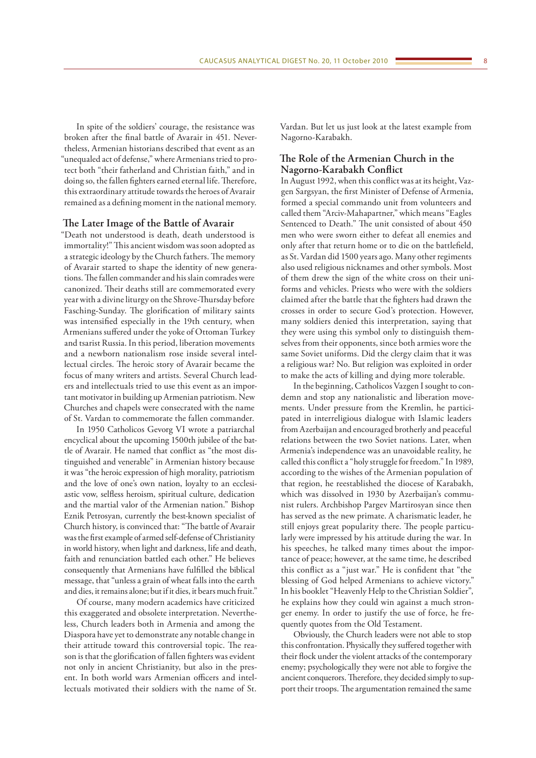In spite of the soldiers' courage, the resistance was broken after the final battle of Avarair in 451. Nevertheless, Armenian historians described that event as an "unequaled act of defense," where Armenians tried to protect both "their fatherland and Christian faith," and in doing so, the fallen fighters earned eternal life. Therefore, this extraordinary attitude towards the heroes of Avarair remained as a defining moment in the national memory.

## The Later Image of the Battle of Avarair

"Death not understood is death, death understood is immortality!" This ancient wisdom was soon adopted as a strategic ideology by the Church fathers. The memory of Avarair started to shape the identity of new generations. The fallen commander and his slain comrades were canonized. Their deaths still are commemorated every year with a divine liturgy on the Shrove-Thursday before Fasching-Sunday. The glorification of military saints was intensified especially in the 19th century, when Armenians suffered under the yoke of Ottoman Turkey and tsarist Russia. In this period, liberation movements and a newborn nationalism rose inside several intellectual circles. The heroic story of Avarair became the focus of many writers and artists. Several Church leaders and intellectuals tried to use this event as an important motivator in building up Armenian patriotism. New Churches and chapels were consecrated with the name of St. Vardan to commemorate the fallen commander.

In 1950 Catholicos Gevorg VI wrote a patriarchal encyclical about the upcoming 1500th jubilee of the battle of Avarair. He named that conflict as "the most distinguished and venerable" in Armenian history because it was "the heroic expression of high morality, patriotism and the love of one's own nation, loyalty to an ecclesiastic vow, selfless heroism, spiritual culture, dedication and the martial valor of the Armenian nation." Bishop Eznik Petrosyan, currently the best-known specialist of Church history, is convinced that: "The battle of Avarair was the first example of armed self-defense of Christianity in world history, when light and darkness, life and death, faith and renunciation battled each other." He believes consequently that Armenians have fulfilled the biblical message, that "unless a grain of wheat falls into the earth and dies, it remains alone; but if it dies, it bears much fruit."

Of course, many modern academics have criticized this exaggerated and obsolete interpretation. Nevertheless, Church leaders both in Armenia and among the Diaspora have yet to demonstrate any notable change in their attitude toward this controversial topic. The reason is that the glorification of fallen fighters was evident not only in ancient Christianity, but also in the present. In both world wars Armenian officers and intellectuals motivated their soldiers with the name of St. Vardan. But let us just look at the latest example from Nagorno-Karabakh.

## The Role of the Armenian Church in the Nagorno-Karabakh Conflict

In August 1992, when this conflict was at its height, Vazgen Sargsyan, the first Minister of Defense of Armenia, formed a special commando unit from volunteers and called them "Arciv-Mahapartner," which means "Eagles Sentenced to Death." The unit consisted of about 450 men who were sworn either to defeat all enemies and only after that return home or to die on the battlefield, as St. Vardan did 1500 years ago. Many other regiments also used religious nicknames and other symbols. Most of them drew the sign of the white cross on their uniforms and vehicles. Priests who were with the soldiers claimed after the battle that the fighters had drawn the crosses in order to secure God's protection. However, many soldiers denied this interpretation, saying that they were using this symbol only to distinguish themselves from their opponents, since both armies wore the same Soviet uniforms. Did the clergy claim that it was a religious war? No. But religion was exploited in order to make the acts of killing and dying more tolerable.

In the beginning, Catholicos Vazgen I sought to condemn and stop any nationalistic and liberation movements. Under pressure from the Kremlin, he participated in interreligious dialogue with Islamic leaders from Azerbaijan and encouraged brotherly and peaceful relations between the two Soviet nations. Later, when Armenia's independence was an unavoidable reality, he called this conflict a "holy struggle for freedom." In 1989, according to the wishes of the Armenian population of that region, he reestablished the diocese of Karabakh, which was dissolved in 1930 by Azerbaijan's communist rulers. Archbishop Pargev Martirosyan since then has served as the new primate. A charismatic leader, he still enjoys great popularity there. The people particularly were impressed by his attitude during the war. In his speeches, he talked many times about the importance of peace; however, at the same time, he described this conflict as a "just war." He is confident that "the blessing of God helped Armenians to achieve victory." In his booklet "Heavenly Help to the Christian Soldier", he explains how they could win against a much stronger enemy. In order to justify the use of force, he frequently quotes from the Old Testament.

Obviously, the Church leaders were not able to stop this confrontation. Physically they suffered together with their flock under the violent attacks of the contemporary enemy; psychologically they were not able to forgive the ancient conquerors. Therefore, they decided simply to support their troops. The argumentation remained the same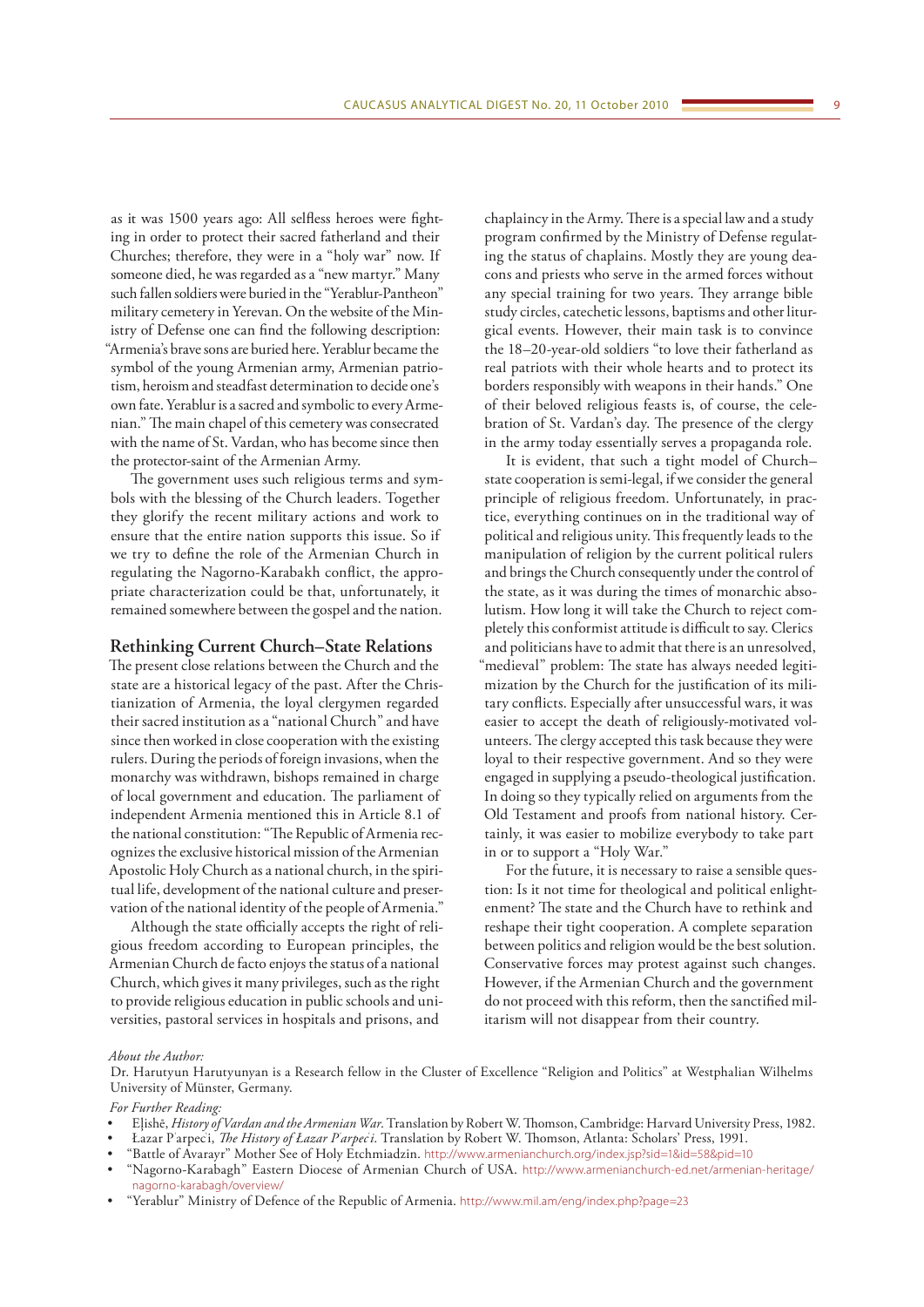as it was 1500 years ago: All selfless heroes were fighting in order to protect their sacred fatherland and their Churches; therefore, they were in a "holy war" now. If someone died, he was regarded as a "new martyr." Many such fallen soldiers were buried in the "Yerablur-Pantheon" military cemetery in Yerevan. On the website of the Ministry of Defense one can find the following description: "Armenia's brave sons are buried here. Yerablur became the symbol of the young Armenian army, Armenian patriotism, heroism and steadfast determination to decide one's own fate. Yerablur is a sacred and symbolic to every Armenian." The main chapel of this cemetery was consecrated with the name of St. Vardan, who has become since then the protector-saint of the Armenian Army.

The government uses such religious terms and symbols with the blessing of the Church leaders. Together they glorify the recent military actions and work to ensure that the entire nation supports this issue. So if we try to define the role of the Armenian Church in regulating the Nagorno-Karabakh conflict, the appropriate characterization could be that, unfortunately, it remained somewhere between the gospel and the nation.

## Rethinking Current Church–State Relations

The present close relations between the Church and the state are a historical legacy of the past. After the Christianization of Armenia, the loyal clergymen regarded their sacred institution as a "national Church" and have since then worked in close cooperation with the existing rulers. During the periods of foreign invasions, when the monarchy was withdrawn, bishops remained in charge of local government and education. The parliament of independent Armenia mentioned this in Article 8.1 of the national constitution: "The Republic of Armenia recognizes the exclusive historical mission of the Armenian Apostolic Holy Church as a national church, in the spiritual life, development of the national culture and preservation of the national identity of the people of Armenia."

Although the state officially accepts the right of religious freedom according to European principles, the Armenian Church de facto enjoys the status of a national Church, which gives it many privileges, such as the right to provide religious education in public schools and universities, pastoral services in hospitals and prisons, and chaplaincy in the Army. There is a special law and a study program confirmed by the Ministry of Defense regulating the status of chaplains. Mostly they are young deacons and priests who serve in the armed forces without any special training for two years. They arrange bible study circles, catechetic lessons, baptisms and other liturgical events. However, their main task is to convince the 18–20-year-old soldiers "to love their fatherland as real patriots with their whole hearts and to protect its borders responsibly with weapons in their hands." One of their beloved religious feasts is, of course, the celebration of St. Vardan's day. The presence of the clergy in the army today essentially serves a propaganda role.

It is evident, that such a tight model of Church–state cooperation is semi-legal, if we consider the general principle of religious freedom. Unfortunately, in practice, everything continues on in the traditional way of political and religious unity. This frequently leads to the manipulation of religion by the current political rulers and brings the Church consequently under the control of the state, as it was during the times of monarchic absolutism. How long it will take the Church to reject completely this conformist attitude is difficult to say. Clerics and politicians have to admit that there is an unresolved, "medieval" problem: The state has always needed legitimization by the Church for the justification of its military conflicts. Especially after unsuccessful wars, it was easier to accept the death of religiously-motivated volunteers. The clergy accepted this task because they were loyal to their respective government. And so they were engaged in supplying a pseudo-theological justification. In doing so they typically relied on arguments from the Old Testament and proofs from national history. Certainly, it was easier to mobilize everybody to take part in or to support a "Holy War."

For the future, it is necessary to raise a sensible question: Is it not time for theological and political enlightenment? The state and the Church have to rethink and reshape their tight cooperation. A complete separation between politics and religion would be the best solution. Conservative forces may protest against such changes. However, if the Armenian Church and the government do not proceed with this reform, then the sanctified militarism will not disappear from their country.

*About the Author:*

Dr. Harutyun Harutyunyan is a Research fellow in the Cluster of Excellence "Religion and Politics" at Westphalian Wilhelms University of Münster, Germany.

*For Further Reading:*

- Ełishē, *History of Vardan and the Armenian War.* Translation by Robert W. Thomson, Cambridge: Harvard University Press, 1982.
- Łazar P'arpec'i, *The History of Łazar P'arpec'i.* Translation by Robert W. Thomson, Atlanta: Scholars' Press, 1991.
- "Battle of Avarayr" Mother See of Holy Etchmiadzin. http://www.armenianchurch.org/index.jsp?sid=1&id=58&pid=10
- "Nagorno-Karabagh" Eastern Diocese of Armenian Church of USA. http://www.armenianchurch-ed.net/armenian-heritage/nagorno-karabagh/overview/
- "Yerablur" Ministry of Defence of the Republic of Armenia. http://www.mil.am/eng/index.php?page=23